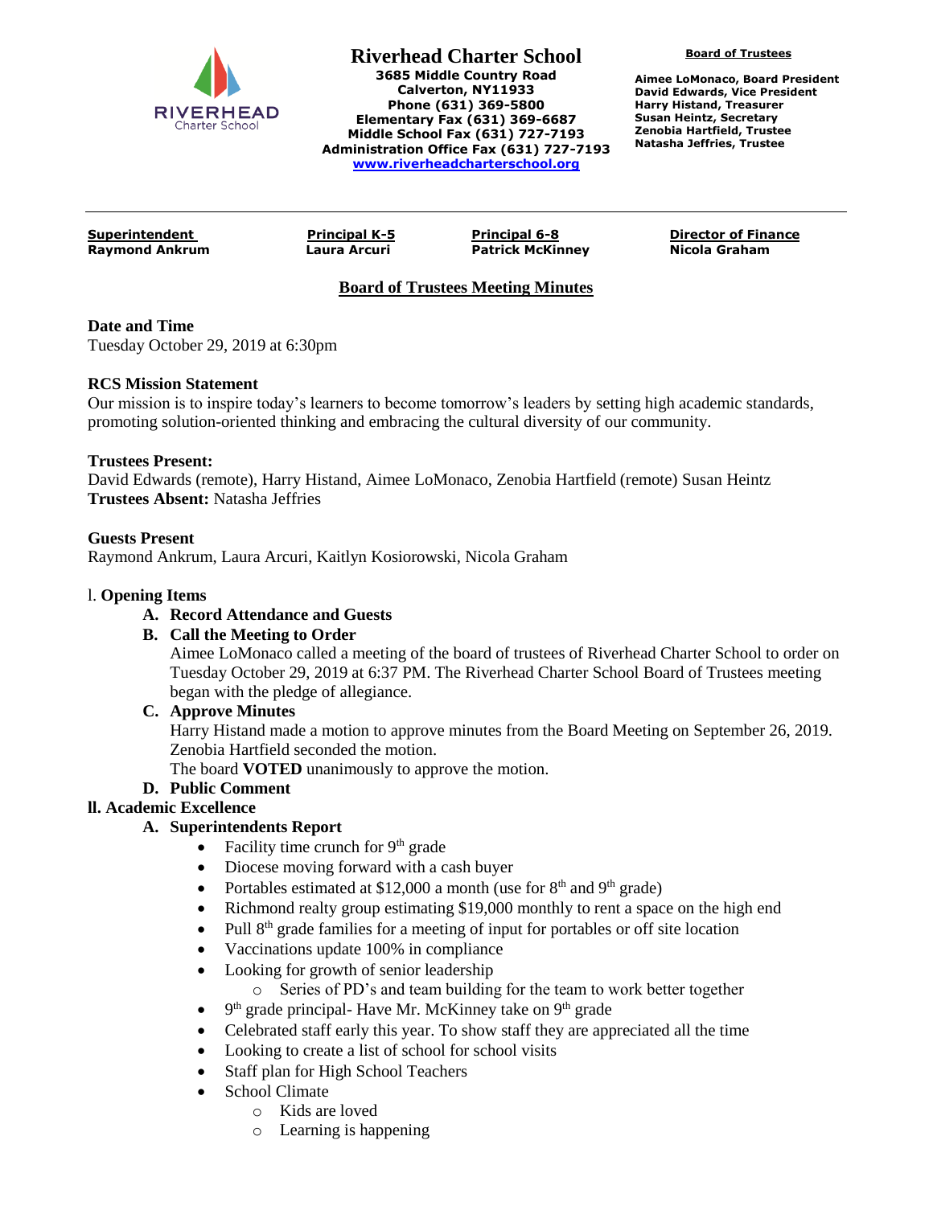# Riverhead Charter School

**3685 Middle Country Road**
**Calverton, NY11933**
**Phone (631) 369-5800**
**Elementary Fax (631) 369-6687**
**Middle School Fax (631) 727-7193**
**Administration Office Fax (631) 727-7193**
**www.riverheadcharterschool.org**

**Board of Trustees**

**Aimee LoMonaco, Board President**
**David Edwards, Vice President**
**Harry Histand, Treasurer**
**Susan Heintz, Secretary**
**Zenobia Hartfield, Trustee**
**Natasha Jeffries, Trustee**

---

| **Superintendent** | **Principal K-5** | **Principal 6-8** | **Director of Finance** |
|---|---|---|---|
| **Raymond Ankrum** | **Laura Arcuri** | **Patrick McKinney** | **Nicola Graham** |

## Board of Trustees Meeting Minutes

**Date and Time**
Tuesday October 29, 2019 at 6:30pm

**RCS Mission Statement**
Our mission is to inspire today's learners to become tomorrow's leaders by setting high academic standards, promoting solution-oriented thinking and embracing the cultural diversity of our community.

**Trustees Present:**
David Edwards (remote), Harry Histand, Aimee LoMonaco, Zenobia Hartfield (remote) Susan Heintz
**Trustees Absent:** Natasha Jeffries

**Guests Present**
Raymond Ankrum, Laura Arcuri, Kaitlyn Kosiorowski, Nicola Graham

l. **Opening Items**

**A. Record Attendance and Guests**

**B. Call the Meeting to Order**
Aimee LoMonaco called a meeting of the board of trustees of Riverhead Charter School to order on Tuesday October 29, 2019 at 6:37 PM. The Riverhead Charter School Board of Trustees meeting began with the pledge of allegiance.

**C. Approve Minutes**
Harry Histand made a motion to approve minutes from the Board Meeting on September 26, 2019. Zenobia Hartfield seconded the motion.
The board **VOTED** unanimously to approve the motion.

**D. Public Comment**

**ll. Academic Excellence**

**A. Superintendents Report**

- Facility time crunch for 9th grade
- Diocese moving forward with a cash buyer
- Portables estimated at $12,000 a month (use for 8th and 9th grade)
- Richmond realty group estimating $19,000 monthly to rent a space on the high end
- Pull 8th grade families for a meeting of input for portables or off site location
- Vaccinations update 100% in compliance
- Looking for growth of senior leadership
  - Series of PD's and team building for the team to work better together
- 9th grade principal- Have Mr. McKinney take on 9th grade
- Celebrated staff early this year. To show staff they are appreciated all the time
- Looking to create a list of school for school visits
- Staff plan for High School Teachers
- School Climate
  - Kids are loved
  - Learning is happening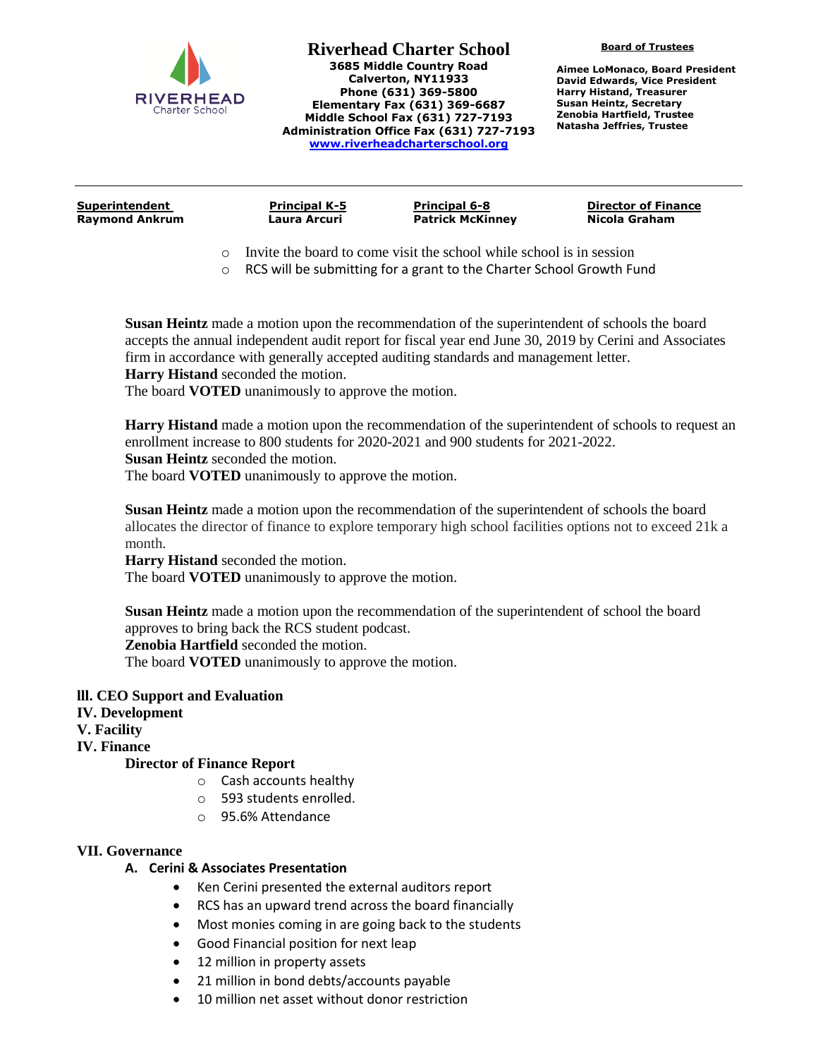- Invite the board to come visit the school while school is in session
- RCS will be submitting for a grant to the Charter School Growth Fund

**Susan Heintz** made a motion upon the recommendation of the superintendent of schools the board accepts the annual independent audit report for fiscal year end June 30, 2019 by Cerini and Associates firm in accordance with generally accepted auditing standards and management letter.
**Harry Histand** seconded the motion.
The board **VOTED** unanimously to approve the motion.

**Harry Histand** made a motion upon the recommendation of the superintendent of schools to request an enrollment increase to 800 students for 2020-2021 and 900 students for 2021-2022.
**Susan Heintz** seconded the motion.
The board **VOTED** unanimously to approve the motion.

**Susan Heintz** made a motion upon the recommendation of the superintendent of schools the board allocates the director of finance to explore temporary high school facilities options not to exceed 21k a month.
**Harry Histand** seconded the motion.
The board **VOTED** unanimously to approve the motion.

**Susan Heintz** made a motion upon the recommendation of the superintendent of school the board approves to bring back the RCS student podcast.
**Zenobia Hartfield** seconded the motion.
The board **VOTED** unanimously to approve the motion.

**lll. CEO Support and Evaluation**

**IV. Development**

**V. Facility**

**IV. Finance**

**Director of Finance Report**

- Cash accounts healthy
- 593 students enrolled.
- 95.6% Attendance

**VII. Governance**

**A. Cerini & Associates Presentation**

- Ken Cerini presented the external auditors report
- RCS has an upward trend across the board financially
- Most monies coming in are going back to the students
- Good Financial position for next leap
- 12 million in property assets
- 21 million in bond debts/accounts payable
- 10 million net asset without donor restriction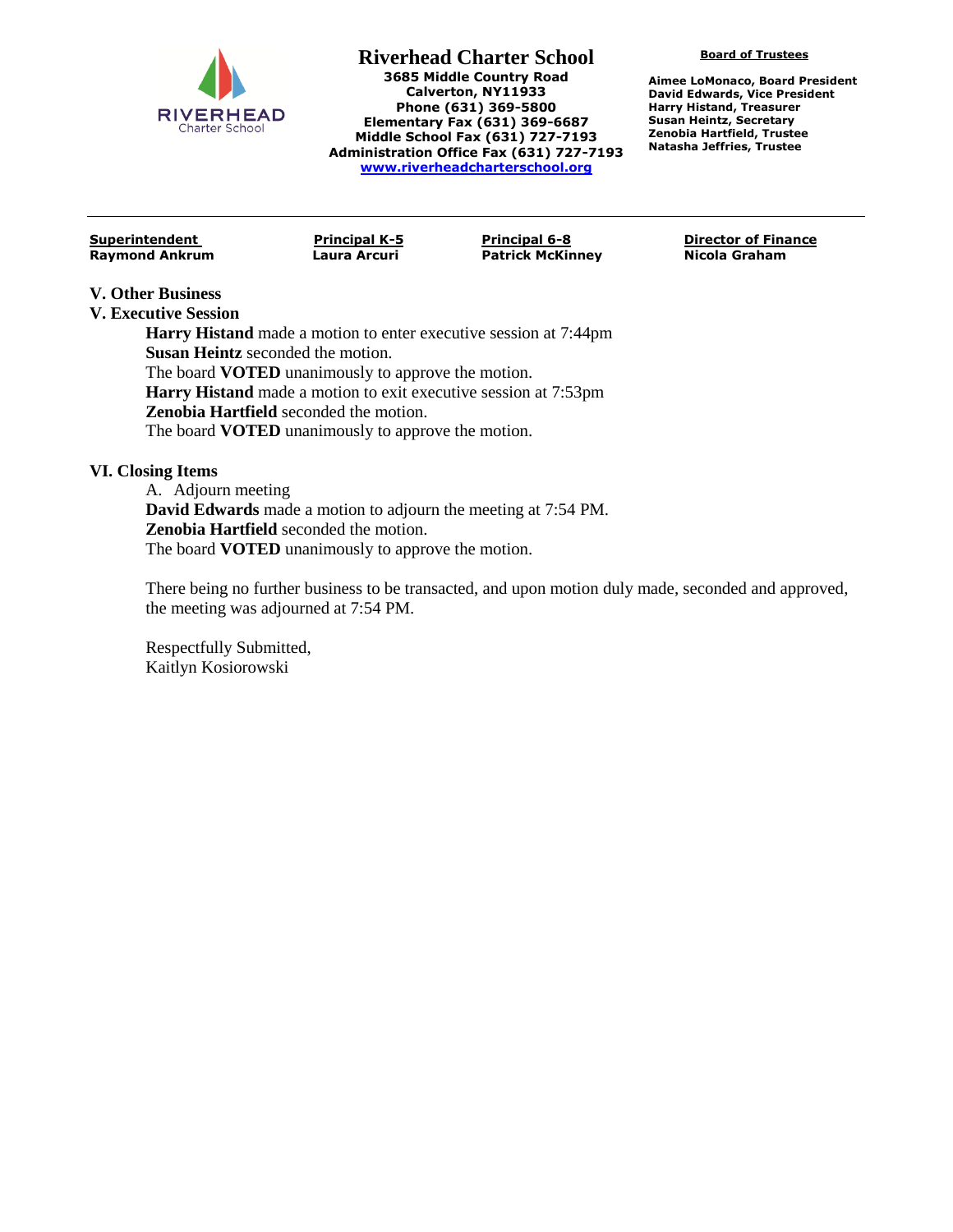# Riverhead Charter School

**3685 Middle Country Road**
**Calverton, NY11933**
**Phone (631) 369-5800**
**Elementary Fax (631) 369-6687**
**Middle School Fax (631) 727-7193**
**Administration Office Fax (631) 727-7193**
**www.riverheadcharterschool.org**

**Board of Trustees**

**Aimee LoMonaco, Board President**
**David Edwards, Vice President**
**Harry Histand, Treasurer**
**Susan Heintz, Secretary**
**Zenobia Hartfield, Trustee**
**Natasha Jeffries, Trustee**

---

| Superintendent | Principal K-5 | Principal 6-8 | Director of Finance |
|---|---|---|---|
| Raymond Ankrum | Laura Arcuri | Patrick McKinney | Nicola Graham |

## V. Other Business

## V. Executive Session

**Harry Histand** made a motion to enter executive session at 7:44pm
**Susan Heintz** seconded the motion.
The board **VOTED** unanimously to approve the motion.
**Harry Histand** made a motion to exit executive session at 7:53pm
**Zenobia Hartfield** seconded the motion.
The board **VOTED** unanimously to approve the motion.

## VI. Closing Items

A. Adjourn meeting
**David Edwards** made a motion to adjourn the meeting at 7:54 PM.
**Zenobia Hartfield** seconded the motion.
The board **VOTED** unanimously to approve the motion.

There being no further business to be transacted, and upon motion duly made, seconded and approved, the meeting was adjourned at 7:54 PM.

Respectfully Submitted,
Kaitlyn Kosiorowski